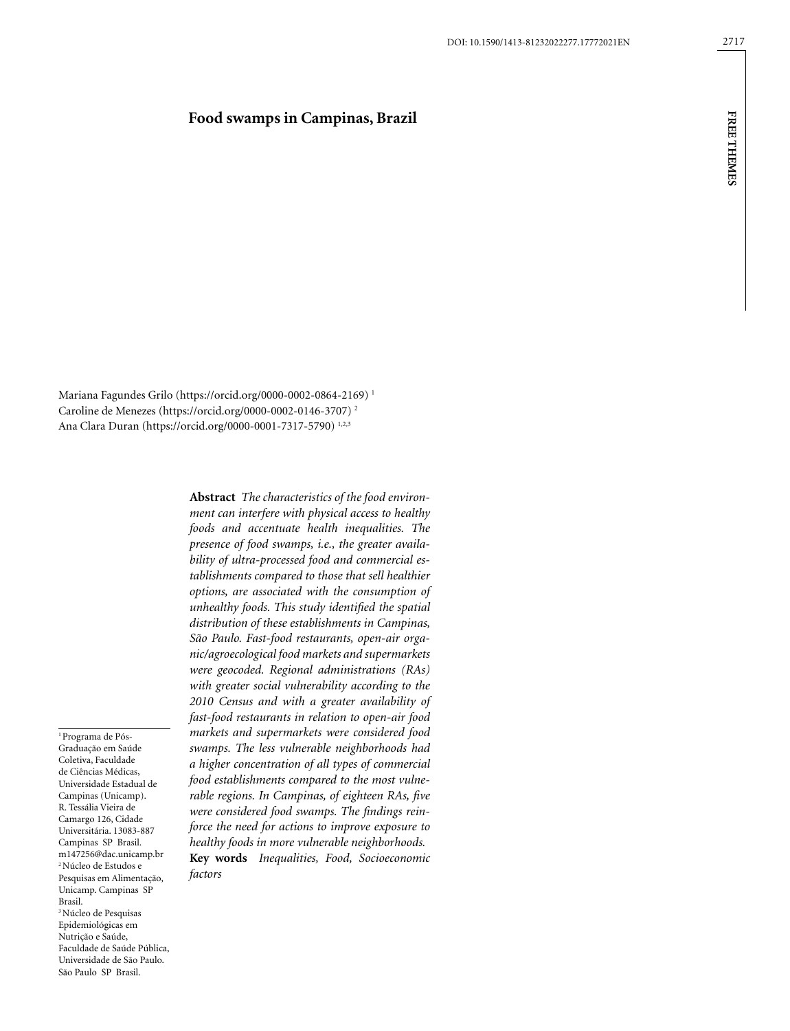# Food swamps in Campinas, Brazil

Mariana Fagundes Grilo (https://orcid.org/0000-0002-0864-2169) [1]
Caroline de Menezes (https://orcid.org/0000-0002-0146-3707) [2]
Ana Clara Duran (https://orcid.org/0000-0001-7317-5790) [1,2,3]

[1] Programa de Pós-Graduação em Saúde Coletiva, Faculdade de Ciências Médicas, Universidade Estadual de Campinas (Unicamp). R. Tessália Vieira de Camargo 126, Cidade Universitária. 13083-887 Campinas SP Brasil. m147256@dac.unicamp.br
[2] Núcleo de Estudos e Pesquisas em Alimentação, Unicamp. Campinas SP Brasil.
[3] Núcleo de Pesquisas Epidemiológicas em Nutrição e Saúde, Faculdade de Saúde Pública, Universidade de São Paulo. São Paulo SP Brasil.

**Abstract** *The characteristics of the food environment can interfere with physical access to healthy foods and accentuate health inequalities. The presence of food swamps, i.e., the greater availability of ultra-processed food and commercial establishments compared to those that sell healthier options, are associated with the consumption of unhealthy foods. This study identified the spatial distribution of these establishments in Campinas, São Paulo. Fast-food restaurants, open-air organic/agroecological food markets and supermarkets were geocoded. Regional administrations (RAs) with greater social vulnerability according to the 2010 Census and with a greater availability of fast-food restaurants in relation to open-air food markets and supermarkets were considered food swamps. The less vulnerable neighborhoods had a higher concentration of all types of commercial food establishments compared to the most vulnerable regions. In Campinas, of eighteen RAs, five were considered food swamps. The findings reinforce the need for actions to improve exposure to healthy foods in more vulnerable neighborhoods.*

**Key words** *Inequalities, Food, Socioeconomic factors*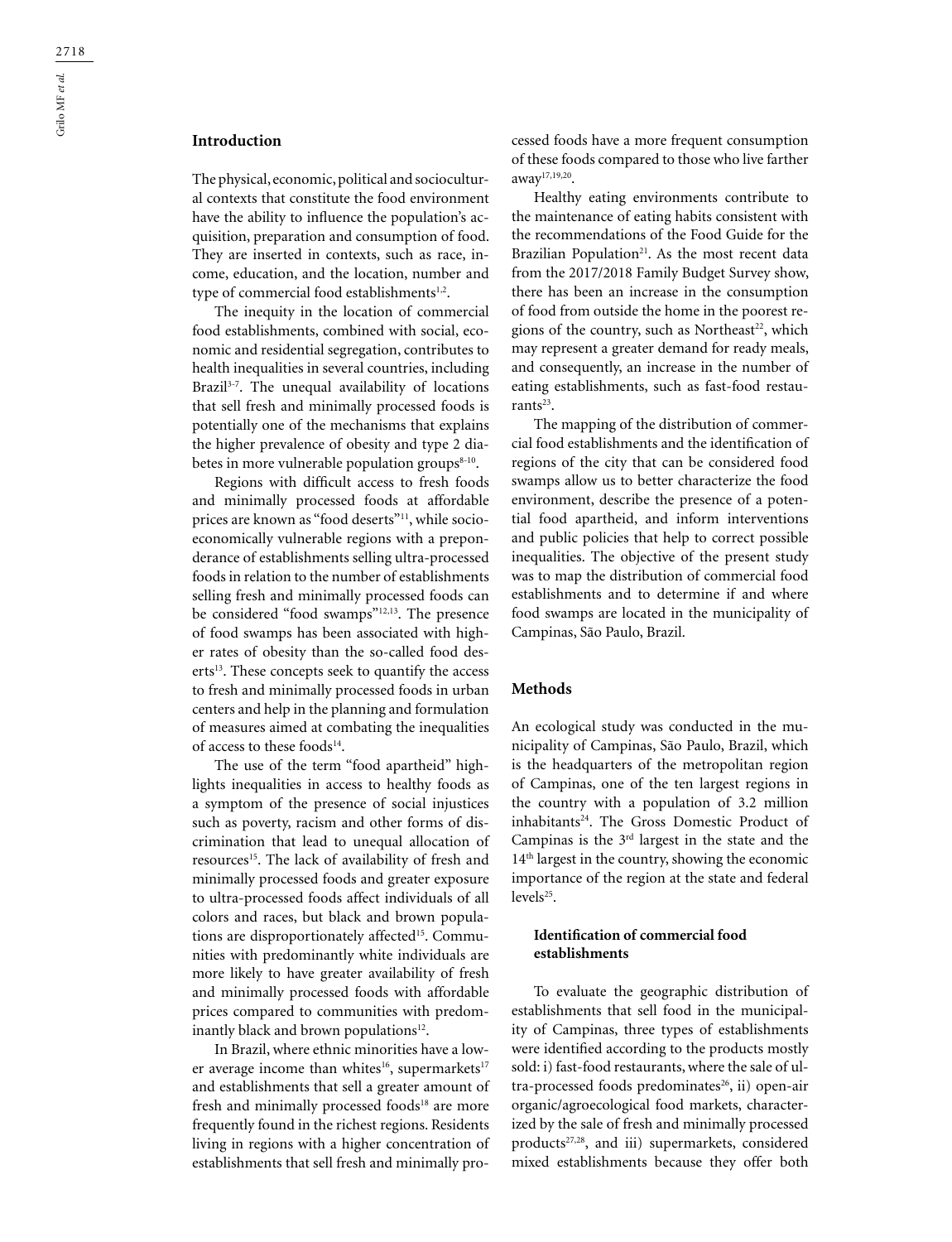## Introduction

The physical, economic, political and sociocultural contexts that constitute the food environment have the ability to influence the population's acquisition, preparation and consumption of food. They are inserted in contexts, such as race, income, education, and the location, number and type of commercial food establishments[1,2].

The inequity in the location of commercial food establishments, combined with social, economic and residential segregation, contributes to health inequalities in several countries, including Brazil[3-7]. The unequal availability of locations that sell fresh and minimally processed foods is potentially one of the mechanisms that explains the higher prevalence of obesity and type 2 diabetes in more vulnerable population groups[8-10].

Regions with difficult access to fresh foods and minimally processed foods at affordable prices are known as "food deserts"[11], while socioeconomically vulnerable regions with a preponderance of establishments selling ultra-processed foods in relation to the number of establishments selling fresh and minimally processed foods can be considered "food swamps"[12,13]. The presence of food swamps has been associated with higher rates of obesity than the so-called food deserts[13]. These concepts seek to quantify the access to fresh and minimally processed foods in urban centers and help in the planning and formulation of measures aimed at combating the inequalities of access to these foods[14].

The use of the term "food apartheid" highlights inequalities in access to healthy foods as a symptom of the presence of social injustices such as poverty, racism and other forms of discrimination that lead to unequal allocation of resources[15]. The lack of availability of fresh and minimally processed foods and greater exposure to ultra-processed foods affect individuals of all colors and races, but black and brown populations are disproportionately affected[15]. Communities with predominantly white individuals are more likely to have greater availability of fresh and minimally processed foods with affordable prices compared to communities with predominantly black and brown populations[12].

In Brazil, where ethnic minorities have a lower average income than whites[16], supermarkets[17] and establishments that sell a greater amount of fresh and minimally processed foods[18] are more frequently found in the richest regions. Residents living in regions with a higher concentration of establishments that sell fresh and minimally processed foods have a more frequent consumption of these foods compared to those who live farther away[17,19,20].

Healthy eating environments contribute to the maintenance of eating habits consistent with the recommendations of the Food Guide for the Brazilian Population[21]. As the most recent data from the 2017/2018 Family Budget Survey show, there has been an increase in the consumption of food from outside the home in the poorest regions of the country, such as Northeast[22], which may represent a greater demand for ready meals, and consequently, an increase in the number of eating establishments, such as fast-food restaurants[23].

The mapping of the distribution of commercial food establishments and the identification of regions of the city that can be considered food swamps allow us to better characterize the food environment, describe the presence of a potential food apartheid, and inform interventions and public policies that help to correct possible inequalities. The objective of the present study was to map the distribution of commercial food establishments and to determine if and where food swamps are located in the municipality of Campinas, São Paulo, Brazil.

## Methods

An ecological study was conducted in the municipality of Campinas, São Paulo, Brazil, which is the headquarters of the metropolitan region of Campinas, one of the ten largest regions in the country with a population of 3.2 million inhabitants[24]. The Gross Domestic Product of Campinas is the 3rd largest in the state and the 14th largest in the country, showing the economic importance of the region at the state and federal levels[25].

### Identification of commercial food establishments

To evaluate the geographic distribution of establishments that sell food in the municipality of Campinas, three types of establishments were identified according to the products mostly sold: i) fast-food restaurants, where the sale of ultra-processed foods predominates[26], ii) open-air organic/agroecological food markets, characterized by the sale of fresh and minimally processed products[27,28], and iii) supermarkets, considered mixed establishments because they offer both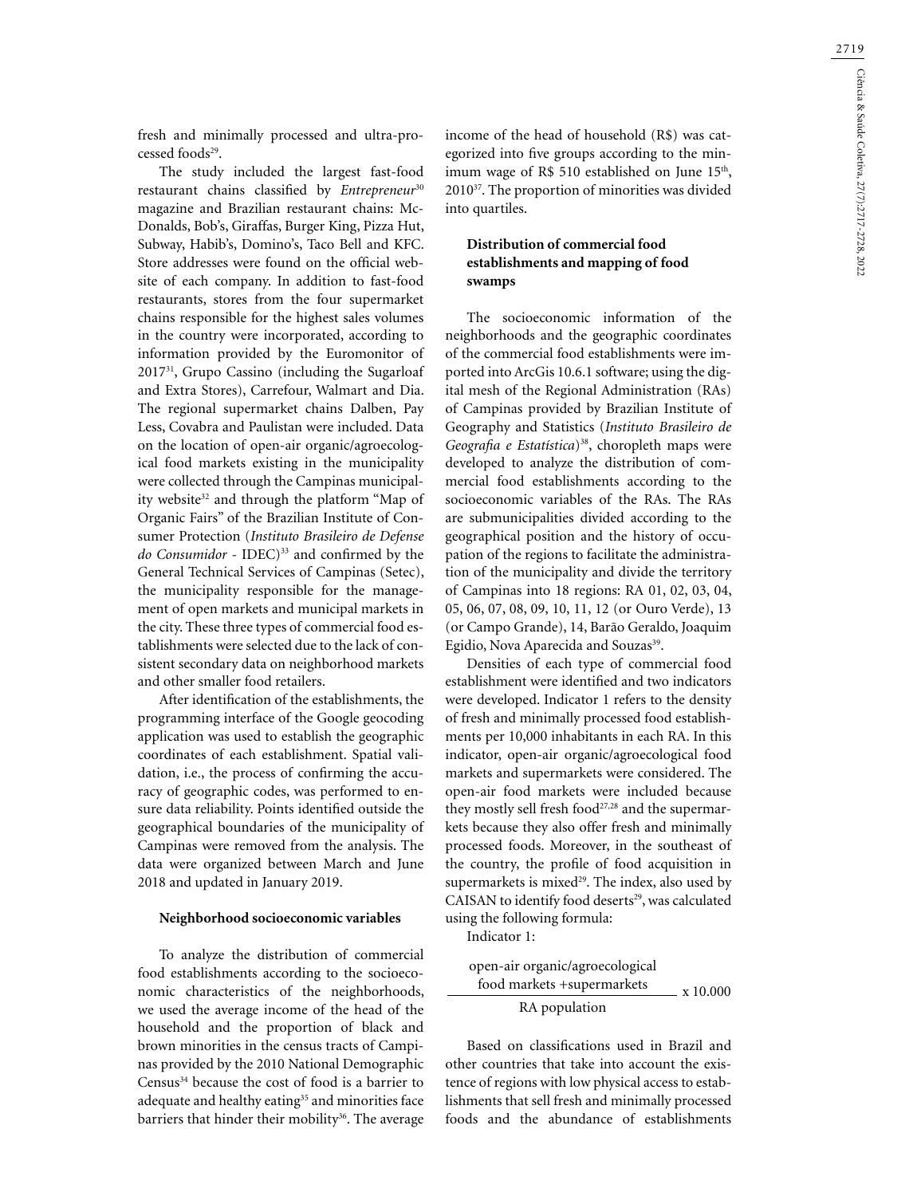fresh and minimally processed and ultra-processed foods[29].

The study included the largest fast-food restaurant chains classified by *Entrepreneur*[30] magazine and Brazilian restaurant chains: McDonalds, Bob's, Giraffas, Burger King, Pizza Hut, Subway, Habib's, Domino's, Taco Bell and KFC. Store addresses were found on the official website of each company. In addition to fast-food restaurants, stores from the four supermarket chains responsible for the highest sales volumes in the country were incorporated, according to information provided by the Euromonitor of 2017[31], Grupo Cassino (including the Sugarloaf and Extra Stores), Carrefour, Walmart and Dia. The regional supermarket chains Dalben, Pay Less, Covabra and Paulistan were included. Data on the location of open-air organic/agroecological food markets existing in the municipality were collected through the Campinas municipality website[32] and through the platform "Map of Organic Fairs" of the Brazilian Institute of Consumer Protection (*Instituto Brasileiro de Defense do Consumidor* - IDEC)[33] and confirmed by the General Technical Services of Campinas (Setec), the municipality responsible for the management of open markets and municipal markets in the city. These three types of commercial food establishments were selected due to the lack of consistent secondary data on neighborhood markets and other smaller food retailers.

After identification of the establishments, the programming interface of the Google geocoding application was used to establish the geographic coordinates of each establishment. Spatial validation, i.e., the process of confirming the accuracy of geographic codes, was performed to ensure data reliability. Points identified outside the geographical boundaries of the municipality of Campinas were removed from the analysis. The data were organized between March and June 2018 and updated in January 2019.

### Neighborhood socioeconomic variables

To analyze the distribution of commercial food establishments according to the socioeconomic characteristics of the neighborhoods, we used the average income of the head of the household and the proportion of black and brown minorities in the census tracts of Campinas provided by the 2010 National Demographic Census[34] because the cost of food is a barrier to adequate and healthy eating[35] and minorities face barriers that hinder their mobility[36]. The average income of the head of household (R$) was categorized into five groups according to the minimum wage of R$ 510 established on June 15th, 2010[37]. The proportion of minorities was divided into quartiles.

### Distribution of commercial food establishments and mapping of food swamps

The socioeconomic information of the neighborhoods and the geographic coordinates of the commercial food establishments were imported into ArcGis 10.6.1 software; using the digital mesh of the Regional Administration (RAs) of Campinas provided by Brazilian Institute of Geography and Statistics (*Instituto Brasileiro de Geografia e Estatística*)[38], choropleth maps were developed to analyze the distribution of commercial food establishments according to the socioeconomic variables of the RAs. The RAs are submunicipalities divided according to the geographical position and the history of occupation of the regions to facilitate the administration of the municipality and divide the territory of Campinas into 18 regions: RA 01, 02, 03, 04, 05, 06, 07, 08, 09, 10, 11, 12 (or Ouro Verde), 13 (or Campo Grande), 14, Barão Geraldo, Joaquim Egidio, Nova Aparecida and Souzas[39].

Densities of each type of commercial food establishment were identified and two indicators were developed. Indicator 1 refers to the density of fresh and minimally processed food establishments per 10,000 inhabitants in each RA. In this indicator, open-air organic/agroecological food markets and supermarkets were considered. The open-air food markets were included because they mostly sell fresh food[27,28] and the supermarkets because they also offer fresh and minimally processed foods. Moreover, in the southeast of the country, the profile of food acquisition in supermarkets is mixed[29]. The index, also used by CAISAN to identify food deserts[29], was calculated using the following formula:

Indicator 1:

$$\frac{\text{open-air organic/agroecological food markets} + \text{supermarkets}}{\text{RA population}} \times 10.000$$

Based on classifications used in Brazil and other countries that take into account the existence of regions with low physical access to establishments that sell fresh and minimally processed foods and the abundance of establishments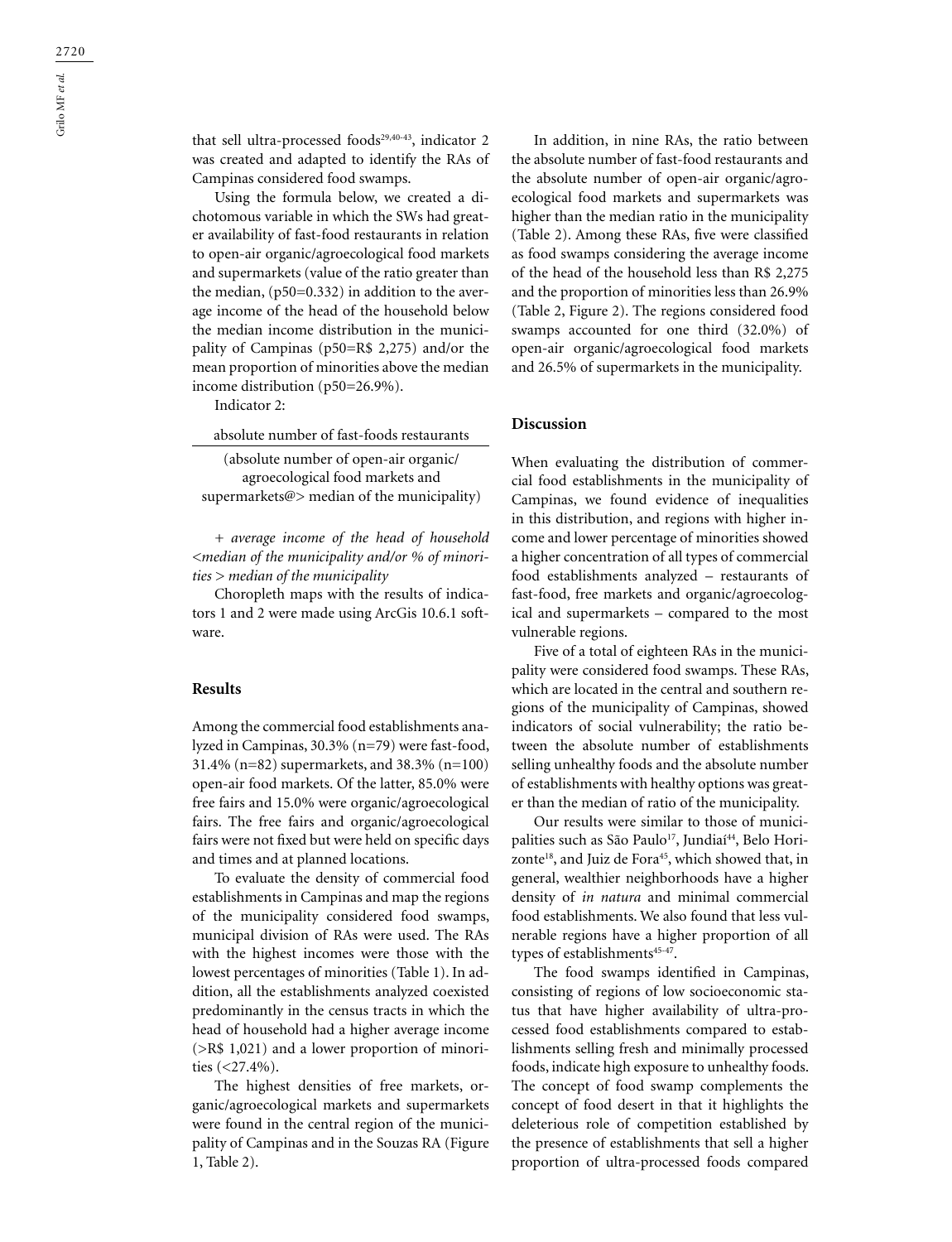that sell ultra-processed foods[29,40-43], indicator 2 was created and adapted to identify the RAs of Campinas considered food swamps.

Using the formula below, we created a dichotomous variable in which the SWs had greater availability of fast-food restaurants in relation to open-air organic/agroecological food markets and supermarkets (value of the ratio greater than the median, (p50=0.332) in addition to the average income of the head of the household below the median income distribution in the municipality of Campinas (p50=R$ 2,275) and/or the mean proportion of minorities above the median income distribution (p50=26.9%).

Indicator 2:

$$\frac{\text{absolute number of fast-foods restaurants}}{\text{(absolute number of open-air organic/agroecological food markets and supermarkets@} > \text{median of the municipality)}}$$

+ *average income of the head of household <median of the municipality and/or % of minorities > median of the municipality*

Choropleth maps with the results of indicators 1 and 2 were made using ArcGis 10.6.1 software.

## Results

Among the commercial food establishments analyzed in Campinas, 30.3% (n=79) were fast-food, 31.4% (n=82) supermarkets, and 38.3% (n=100) open-air food markets. Of the latter, 85.0% were free fairs and 15.0% were organic/agroecological fairs. The free fairs and organic/agroecological fairs were not fixed but were held on specific days and times and at planned locations.

To evaluate the density of commercial food establishments in Campinas and map the regions of the municipality considered food swamps, municipal division of RAs were used. The RAs with the highest incomes were those with the lowest percentages of minorities (Table 1). In addition, all the establishments analyzed coexisted predominantly in the census tracts in which the head of household had a higher average income (>R$ 1,021) and a lower proportion of minorities (<27.4%).

The highest densities of free markets, organic/agroecological markets and supermarkets were found in the central region of the municipality of Campinas and in the Souzas RA (Figure 1, Table 2).

In addition, in nine RAs, the ratio between the absolute number of fast-food restaurants and the absolute number of open-air organic/agroecological food markets and supermarkets was higher than the median ratio in the municipality (Table 2). Among these RAs, five were classified as food swamps considering the average income of the head of the household less than R$ 2,275 and the proportion of minorities less than 26.9% (Table 2, Figure 2). The regions considered food swamps accounted for one third (32.0%) of open-air organic/agroecological food markets and 26.5% of supermarkets in the municipality.

## Discussion

When evaluating the distribution of commercial food establishments in the municipality of Campinas, we found evidence of inequalities in this distribution, and regions with higher income and lower percentage of minorities showed a higher concentration of all types of commercial food establishments analyzed – restaurants of fast-food, free markets and organic/agroecological and supermarkets – compared to the most vulnerable regions.

Five of a total of eighteen RAs in the municipality were considered food swamps. These RAs, which are located in the central and southern regions of the municipality of Campinas, showed indicators of social vulnerability; the ratio between the absolute number of establishments selling unhealthy foods and the absolute number of establishments with healthy options was greater than the median of ratio of the municipality.

Our results were similar to those of municipalities such as São Paulo[17], Jundiaí[44], Belo Horizonte[18], and Juiz de Fora[45], which showed that, in general, wealthier neighborhoods have a higher density of *in natura* and minimal commercial food establishments. We also found that less vulnerable regions have a higher proportion of all types of establishments[45-47].

The food swamps identified in Campinas, consisting of regions of low socioeconomic status that have higher availability of ultra-processed food establishments compared to establishments selling fresh and minimally processed foods, indicate high exposure to unhealthy foods. The concept of food swamp complements the concept of food desert in that it highlights the deleterious role of competition established by the presence of establishments that sell a higher proportion of ultra-processed foods compared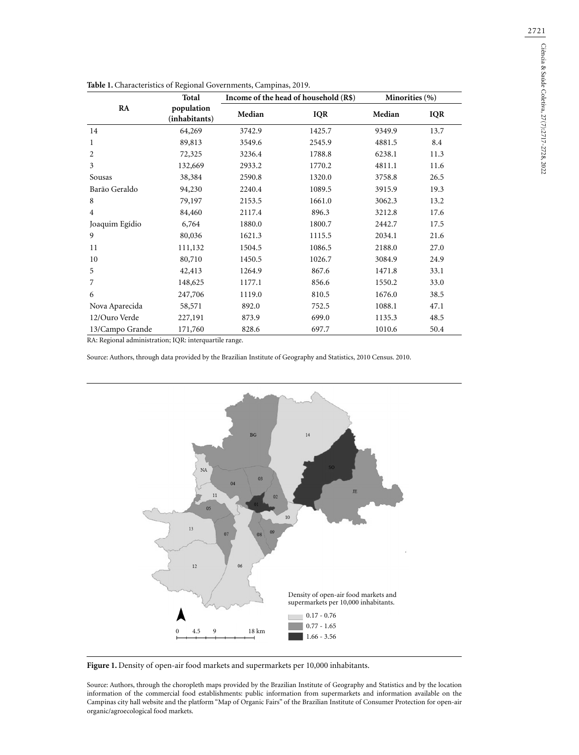**Table 1.** Characteristics of Regional Governments, Campinas, 2019.

| RA | Total population (inhabitants) | Income of the head of household (R$) | | Minorities (%) | |
|---|---|---|---|---|---|
| | | Median | IQR | Median | IQR |
| 14 | 64,269 | 3742.9 | 1425.7 | 9349.9 | 13.7 |
| 1 | 89,813 | 3549.6 | 2545.9 | 4881.5 | 8.4 |
| 2 | 72,325 | 3236.4 | 1788.8 | 6238.1 | 11.3 |
| 3 | 132,669 | 2933.2 | 1770.2 | 4811.1 | 11.6 |
| Sousas | 38,384 | 2590.8 | 1320.0 | 3758.8 | 26.5 |
| Barão Geraldo | 94,230 | 2240.4 | 1089.5 | 3915.9 | 19.3 |
| 8 | 79,197 | 2153.5 | 1661.0 | 3062.3 | 13.2 |
| 4 | 84,460 | 2117.4 | 896.3 | 3212.8 | 17.6 |
| Joaquim Egídio | 6,764 | 1880.0 | 1800.7 | 2442.7 | 17.5 |
| 9 | 80,036 | 1621.3 | 1115.5 | 2034.1 | 21.6 |
| 11 | 111,132 | 1504.5 | 1086.5 | 2188.0 | 27.0 |
| 10 | 80,710 | 1450.5 | 1026.7 | 3084.9 | 24.9 |
| 5 | 42,413 | 1264.9 | 867.6 | 1471.8 | 33.1 |
| 7 | 148,625 | 1177.1 | 856.6 | 1550.2 | 33.0 |
| 6 | 247,706 | 1119.0 | 810.5 | 1676.0 | 38.5 |
| Nova Aparecida | 58,571 | 892.0 | 752.5 | 1088.1 | 47.1 |
| 12/Ouro Verde | 227,191 | 873.9 | 699.0 | 1135.3 | 48.5 |
| 13/Campo Grande | 171,760 | 828.6 | 697.7 | 1010.6 | 50.4 |

RA: Regional administration; IQR: interquartile range.

Source: Authors, through data provided by the Brazilian Institute of Geography and Statistics, 2010 Census. 2010.

**Figure 1.** Density of open-air food markets and supermarkets per 10,000 inhabitants.

Source: Authors, through the choropleth maps provided by the Brazilian Institute of Geography and Statistics and by the location information of the commercial food establishments: public information from supermarkets and information available on the Campinas city hall website and the platform "Map of Organic Fairs" of the Brazilian Institute of Consumer Protection for open-air organic/agroecological food markets.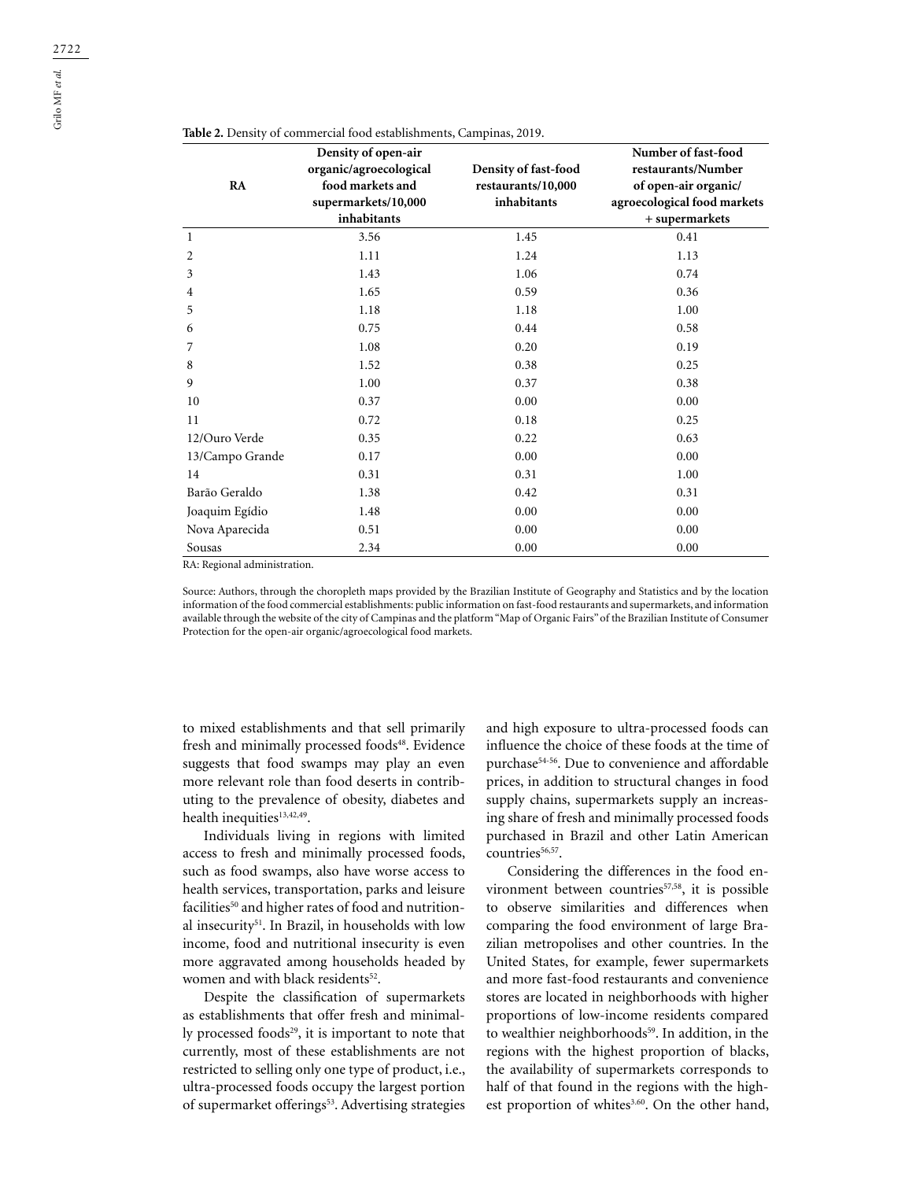**Table 2.** Density of commercial food establishments, Campinas, 2019.

| RA | Density of open-air organic/agroecological food markets and supermarkets/10,000 inhabitants | Density of fast-food restaurants/10,000 inhabitants | Number of fast-food restaurants/Number of open-air organic/ agroecological food markets + supermarkets |
|---|---|---|---|
| 1 | 3.56 | 1.45 | 0.41 |
| 2 | 1.11 | 1.24 | 1.13 |
| 3 | 1.43 | 1.06 | 0.74 |
| 4 | 1.65 | 0.59 | 0.36 |
| 5 | 1.18 | 1.18 | 1.00 |
| 6 | 0.75 | 0.44 | 0.58 |
| 7 | 1.08 | 0.20 | 0.19 |
| 8 | 1.52 | 0.38 | 0.25 |
| 9 | 1.00 | 0.37 | 0.38 |
| 10 | 0.37 | 0.00 | 0.00 |
| 11 | 0.72 | 0.18 | 0.25 |
| 12/Ouro Verde | 0.35 | 0.22 | 0.63 |
| 13/Campo Grande | 0.17 | 0.00 | 0.00 |
| 14 | 0.31 | 0.31 | 1.00 |
| Barão Geraldo | 1.38 | 0.42 | 0.31 |
| Joaquim Egídio | 1.48 | 0.00 | 0.00 |
| Nova Aparecida | 0.51 | 0.00 | 0.00 |
| Sousas | 2.34 | 0.00 | 0.00 |

RA: Regional administration.

Source: Authors, through the choropleth maps provided by the Brazilian Institute of Geography and Statistics and by the location information of the food commercial establishments: public information on fast-food restaurants and supermarkets, and information available through the website of the city of Campinas and the platform "Map of Organic Fairs" of the Brazilian Institute of Consumer Protection for the open-air organic/agroecological food markets.

to mixed establishments and that sell primarily fresh and minimally processed foods[48]. Evidence suggests that food swamps may play an even more relevant role than food deserts in contributing to the prevalence of obesity, diabetes and health inequities[13,42,49].

Individuals living in regions with limited access to fresh and minimally processed foods, such as food swamps, also have worse access to health services, transportation, parks and leisure facilities[50] and higher rates of food and nutritional insecurity[51]. In Brazil, in households with low income, food and nutritional insecurity is even more aggravated among households headed by women and with black residents[52].

Despite the classification of supermarkets as establishments that offer fresh and minimally processed foods[29], it is important to note that currently, most of these establishments are not restricted to selling only one type of product, i.e., ultra-processed foods occupy the largest portion of supermarket offerings[53]. Advertising strategies and high exposure to ultra-processed foods can influence the choice of these foods at the time of purchase[54-56]. Due to convenience and affordable prices, in addition to structural changes in food supply chains, supermarkets supply an increasing share of fresh and minimally processed foods purchased in Brazil and other Latin American countries[56,57].

Considering the differences in the food environment between countries[57,58], it is possible to observe similarities and differences when comparing the food environment of large Brazilian metropolises and other countries. In the United States, for example, fewer supermarkets and more fast-food restaurants and convenience stores are located in neighborhoods with higher proportions of low-income residents compared to wealthier neighborhoods[59]. In addition, in the regions with the highest proportion of blacks, the availability of supermarkets corresponds to half of that found in the regions with the highest proportion of whites[3,60]. On the other hand,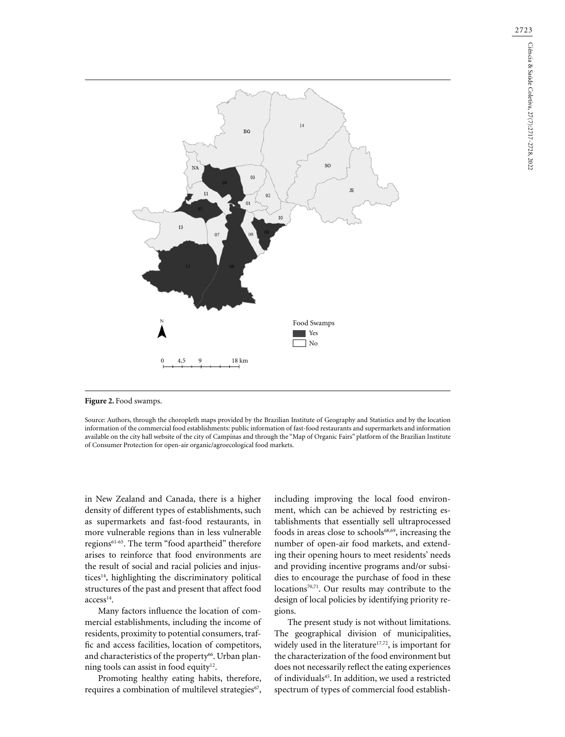**Figure 2.** Food swamps.

Source: Authors, through the choropleth maps provided by the Brazilian Institute of Geography and Statistics and by the location information of the commercial food establishments: public information of fast-food restaurants and supermarkets and information available on the city hall website of the city of Campinas and through the "Map of Organic Fairs" platform of the Brazilian Institute of Consumer Protection for open-air organic/agroecological food markets.

in New Zealand and Canada, there is a higher density of different types of establishments, such as supermarkets and fast-food restaurants, in more vulnerable regions than in less vulnerable regions[61-65]. The term "food apartheid" therefore arises to reinforce that food environments are the result of social and racial policies and injustices[14], highlighting the discriminatory political structures of the past and present that affect food access[14].

Many factors influence the location of commercial establishments, including the income of residents, proximity to potential consumers, traffic and access facilities, location of competitors, and characteristics of the property[66]. Urban planning tools can assist in food equity[12].

Promoting healthy eating habits, therefore, requires a combination of multilevel strategies[67], including improving the local food environment, which can be achieved by restricting establishments that essentially sell ultraprocessed foods in areas close to schools[68,69], increasing the number of open-air food markets, and extending their opening hours to meet residents' needs and providing incentive programs and/or subsidies to encourage the purchase of food in these locations[70,71]. Our results may contribute to the design of local policies by identifying priority regions.

The present study is not without limitations. The geographical division of municipalities, widely used in the literature[17,72], is important for the characterization of the food environment but does not necessarily reflect the eating experiences of individuals[45]. In addition, we used a restricted spectrum of types of commercial food establish-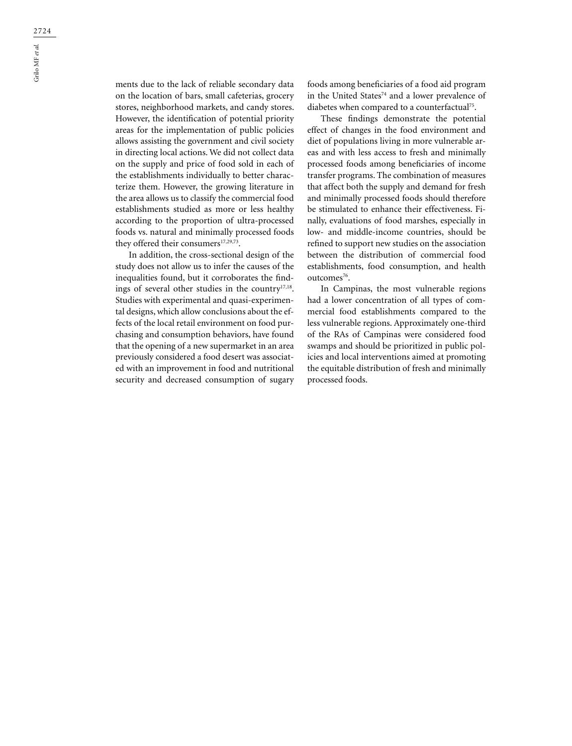ments due to the lack of reliable secondary data on the location of bars, small cafeterias, grocery stores, neighborhood markets, and candy stores. However, the identification of potential priority areas for the implementation of public policies allows assisting the government and civil society in directing local actions. We did not collect data on the supply and price of food sold in each of the establishments individually to better characterize them. However, the growing literature in the area allows us to classify the commercial food establishments studied as more or less healthy according to the proportion of ultra-processed foods vs. natural and minimally processed foods they offered their consumers[17,29,73].

In addition, the cross-sectional design of the study does not allow us to infer the causes of the inequalities found, but it corroborates the findings of several other studies in the country[17,18]. Studies with experimental and quasi-experimental designs, which allow conclusions about the effects of the local retail environment on food purchasing and consumption behaviors, have found that the opening of a new supermarket in an area previously considered a food desert was associated with an improvement in food and nutritional security and decreased consumption of sugary foods among beneficiaries of a food aid program in the United States[74] and a lower prevalence of diabetes when compared to a counterfactual[75].

These findings demonstrate the potential effect of changes in the food environment and diet of populations living in more vulnerable areas and with less access to fresh and minimally processed foods among beneficiaries of income transfer programs. The combination of measures that affect both the supply and demand for fresh and minimally processed foods should therefore be stimulated to enhance their effectiveness. Finally, evaluations of food marshes, especially in low- and middle-income countries, should be refined to support new studies on the association between the distribution of commercial food establishments, food consumption, and health outcomes[76].

In Campinas, the most vulnerable regions had a lower concentration of all types of commercial food establishments compared to the less vulnerable regions. Approximately one-third of the RAs of Campinas were considered food swamps and should be prioritized in public policies and local interventions aimed at promoting the equitable distribution of fresh and minimally processed foods.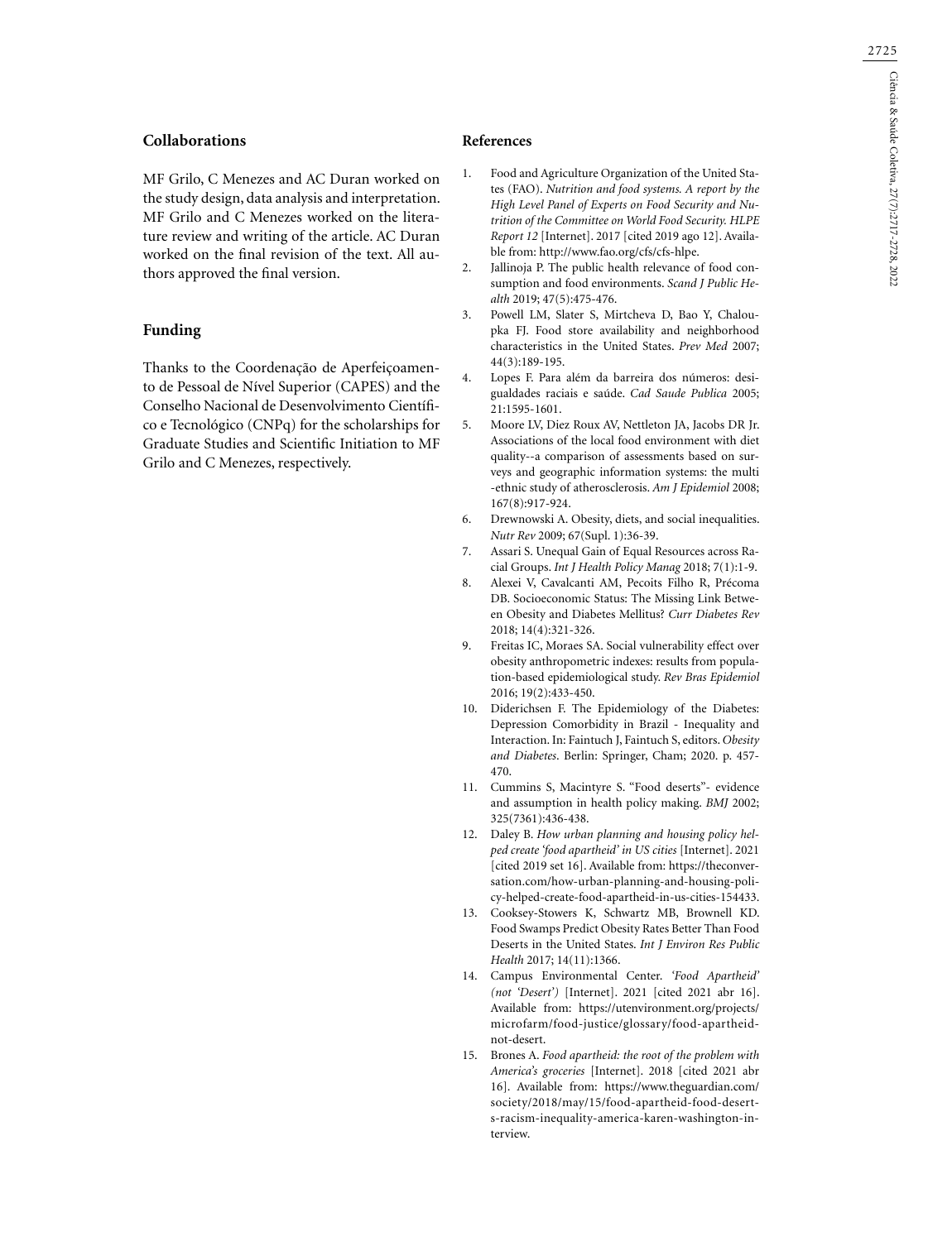## Collaborations

MF Grilo, C Menezes and AC Duran worked on the study design, data analysis and interpretation. MF Grilo and C Menezes worked on the literature review and writing of the article. AC Duran worked on the final revision of the text. All authors approved the final version.

## Funding

Thanks to the Coordenação de Aperfeiçoamento de Pessoal de Nível Superior (CAPES) and the Conselho Nacional de Desenvolvimento Científico e Tecnológico (CNPq) for the scholarships for Graduate Studies and Scientific Initiation to MF Grilo and C Menezes, respectively.

## References

1. Food and Agriculture Organization of the United States (FAO). *Nutrition and food systems. A report by the High Level Panel of Experts on Food Security and Nutrition of the Committee on World Food Security. HLPE Report 12* [Internet]. 2017 [cited 2019 ago 12]. Available from: http://www.fao.org/cfs/cfs-hlpe.
2. Jallinoja P. The public health relevance of food consumption and food environments. *Scand J Public Health* 2019; 47(5):475-476.
3. Powell LM, Slater S, Mirtcheva D, Bao Y, Chaloupka FJ. Food store availability and neighborhood characteristics in the United States. *Prev Med* 2007; 44(3):189-195.
4. Lopes F. Para além da barreira dos números: desigualdades raciais e saúde. *Cad Saude Publica* 2005; 21:1595-1601.
5. Moore LV, Diez Roux AV, Nettleton JA, Jacobs DR Jr. Associations of the local food environment with diet quality--a comparison of assessments based on surveys and geographic information systems: the multi -ethnic study of atherosclerosis. *Am J Epidemiol* 2008; 167(8):917-924.
6. Drewnowski A. Obesity, diets, and social inequalities. *Nutr Rev* 2009; 67(Supl. 1):36-39.
7. Assari S. Unequal Gain of Equal Resources across Racial Groups. *Int J Health Policy Manag* 2018; 7(1):1-9.
8. Alexei V, Cavalcanti AM, Pecoits Filho R, Précoma DB. Socioeconomic Status: The Missing Link Between Obesity and Diabetes Mellitus? *Curr Diabetes Rev* 2018; 14(4):321-326.
9. Freitas IC, Moraes SA. Social vulnerability effect over obesity anthropometric indexes: results from population-based epidemiological study. *Rev Bras Epidemiol* 2016; 19(2):433-450.
10. Diderichsen F. The Epidemiology of the Diabetes: Depression Comorbidity in Brazil - Inequality and Interaction. In: Faintuch J, Faintuch S, editors. *Obesity and Diabetes*. Berlin: Springer, Cham; 2020. p. 457-470.
11. Cummins S, Macintyre S. "Food deserts"- evidence and assumption in health policy making. *BMJ* 2002; 325(7361):436-438.
12. Daley B. *How urban planning and housing policy helped create 'food apartheid' in US cities* [Internet]. 2021 [cited 2019 set 16]. Available from: https://theconversation.com/how-urban-planning-and-housing-policy-helped-create-food-apartheid-in-us-cities-154433.
13. Cooksey-Stowers K, Schwartz MB, Brownell KD. Food Swamps Predict Obesity Rates Better Than Food Deserts in the United States. *Int J Environ Res Public Health* 2017; 14(11):1366.
14. Campus Environmental Center. *'Food Apartheid' (not 'Desert')* [Internet]. 2021 [cited 2021 abr 16]. Available from: https://utenvironment.org/projects/microfarm/food-justice/glossary/food-apartheid-not-desert.
15. Brones A. *Food apartheid: the root of the problem with America's groceries* [Internet]. 2018 [cited 2021 abr 16]. Available from: https://www.theguardian.com/society/2018/may/15/food-apartheid-food-deserts-racism-inequality-america-karen-washington-interview.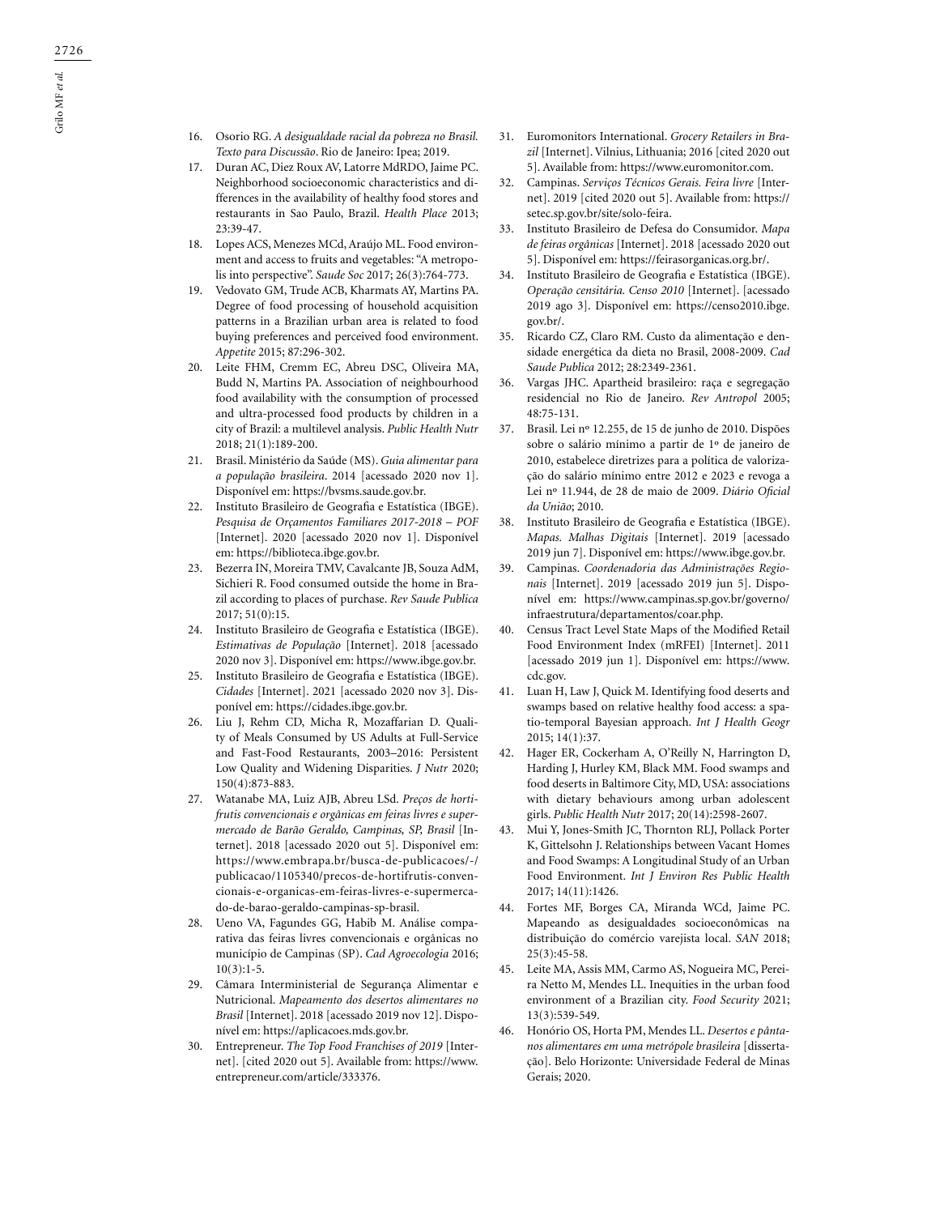16. Osorio RG. *A desigualdade racial da pobreza no Brasil. Texto para Discussão*. Rio de Janeiro: Ipea; 2019.
17. Duran AC, Diez Roux AV, Latorre MdRDO, Jaime PC. Neighborhood socioeconomic characteristics and differences in the availability of healthy food stores and restaurants in Sao Paulo, Brazil. *Health Place* 2013; 23:39-47.
18. Lopes ACS, Menezes MCd, Araújo ML. Food environment and access to fruits and vegetables: "A metropolis into perspective". *Saude Soc* 2017; 26(3):764-773.
19. Vedovato GM, Trude ACB, Kharmats AY, Martins PA. Degree of food processing of household acquisition patterns in a Brazilian urban area is related to food buying preferences and perceived food environment. *Appetite* 2015; 87:296-302.
20. Leite FHM, Cremm EC, Abreu DSC, Oliveira MA, Budd N, Martins PA. Association of neighbourhood food availability with the consumption of processed and ultra-processed food products by children in a city of Brazil: a multilevel analysis. *Public Health Nutr* 2018; 21(1):189-200.
21. Brasil. Ministério da Saúde (MS). *Guia alimentar para a população brasileira*. 2014 [acessado 2020 nov 1]. Disponível em: https://bvsms.saude.gov.br.
22. Instituto Brasileiro de Geografia e Estatística (IBGE). *Pesquisa de Orçamentos Familiares 2017-2018 – POF* [Internet]. 2020 [acessado 2020 nov 1]. Disponível em: https://biblioteca.ibge.gov.br.
23. Bezerra IN, Moreira TMV, Cavalcante JB, Souza AdM, Sichieri R. Food consumed outside the home in Brazil according to places of purchase. *Rev Saude Publica* 2017; 51(0):15.
24. Instituto Brasileiro de Geografia e Estatística (IBGE). *Estimativas de População* [Internet]. 2018 [acessado 2020 nov 3]. Disponível em: https://www.ibge.gov.br.
25. Instituto Brasileiro de Geografia e Estatística (IBGE). *Cidades* [Internet]. 2021 [acessado 2020 nov 3]. Disponível em: https://cidades.ibge.gov.br.
26. Liu J, Rehm CD, Micha R, Mozaffarian D. Quality of Meals Consumed by US Adults at Full-Service and Fast-Food Restaurants, 2003–2016: Persistent Low Quality and Widening Disparities. *J Nutr* 2020; 150(4):873-883.
27. Watanabe MA, Luiz AJB, Abreu LSd. *Preços de hortifrutis convencionais e orgânicas em feiras livres e supermercado de Barão Geraldo, Campinas, SP, Brasil* [Internet]. 2018 [acessado 2020 out 5]. Disponível em: https://www.embrapa.br/busca-de-publicacoes/-/publicacao/1105340/precos-de-hortifrutis-convencionais-e-organicas-em-feiras-livres-e-supermercado-de-barao-geraldo-campinas-sp-brasil.
28. Ueno VA, Fagundes GG, Habib M. Análise comparativa das feiras livres convencionais e orgânicas no município de Campinas (SP). *Cad Agroecologia* 2016; 10(3):1-5.
29. Câmara Interministerial de Segurança Alimentar e Nutricional. *Mapeamento dos desertos alimentares no Brasil* [Internet]. 2018 [acessado 2019 nov 12]. Disponível em: https://aplicacoes.mds.gov.br.
30. Entrepreneur. *The Top Food Franchises of 2019* [Internet]. [cited 2020 out 5]. Available from: https://www.entrepreneur.com/article/333376.
31. Euromonitors International. *Grocery Retailers in Brazil* [Internet]. Vilnius, Lithuania; 2016 [cited 2020 out 5]. Available from: https://www.euromonitor.com.
32. Campinas. *Serviços Técnicos Gerais. Feira livre* [Internet]. 2019 [cited 2020 out 5]. Available from: https://setec.sp.gov.br/site/solo-feira.
33. Instituto Brasileiro de Defesa do Consumidor. *Mapa de feiras orgânicas* [Internet]. 2018 [acessado 2020 out 5]. Disponível em: https://feirasorganicas.org.br/.
34. Instituto Brasileiro de Geografia e Estatística (IBGE). *Operação censitária. Censo 2010* [Internet]. [acessado 2019 ago 3]. Disponível em: https://censo2010.ibge.gov.br/.
35. Ricardo CZ, Claro RM. Custo da alimentação e densidade energética da dieta no Brasil, 2008-2009. *Cad Saude Publica* 2012; 28:2349-2361.
36. Vargas JHC. Apartheid brasileiro: raça e segregação residencial no Rio de Janeiro. *Rev Antropol* 2005; 48:75-131.
37. Brasil. Lei nº 12.255, de 15 de junho de 2010. Dispões sobre o salário mínimo a partir de 1º de janeiro de 2010, estabelece diretrizes para a política de valorização do salário mínimo entre 2012 e 2023 e revoga a Lei nº 11.944, de 28 de maio de 2009. *Diário Oficial da União*; 2010.
38. Instituto Brasileiro de Geografia e Estatística (IBGE). *Mapas. Malhas Digitais* [Internet]. 2019 [acessado 2019 jun 7]. Disponível em: https://www.ibge.gov.br.
39. Campinas. *Coordenadoria das Administrações Regionais* [Internet]. 2019 [acessado 2019 jun 5]. Disponível em: https://www.campinas.sp.gov.br/governo/infraestrutura/departamentos/coar.php.
40. Census Tract Level State Maps of the Modified Retail Food Environment Index (mRFEI) [Internet]. 2011 [acessado 2019 jun 1]. Disponível em: https://www.cdc.gov.
41. Luan H, Law J, Quick M. Identifying food deserts and swamps based on relative healthy food access: a spatio-temporal Bayesian approach. *Int J Health Geogr* 2015; 14(1):37.
42. Hager ER, Cockerham A, O'Reilly N, Harrington D, Harding J, Hurley KM, Black MM. Food swamps and food deserts in Baltimore City, MD, USA: associations with dietary behaviours among urban adolescent girls. *Public Health Nutr* 2017; 20(14):2598-2607.
43. Mui Y, Jones-Smith JC, Thornton RLJ, Pollack Porter K, Gittelsohn J. Relationships between Vacant Homes and Food Swamps: A Longitudinal Study of an Urban Food Environment. *Int J Environ Res Public Health* 2017; 14(11):1426.
44. Fortes MF, Borges CA, Miranda WCd, Jaime PC. Mapeando as desigualdades socioeconômicas na distribuição do comércio varejista local. *SAN* 2018; 25(3):45-58.
45. Leite MA, Assis MM, Carmo AS, Nogueira MC, Pereira Netto M, Mendes LL. Inequities in the urban food environment of a Brazilian city. *Food Security* 2021; 13(3):539-549.
46. Honório OS, Horta PM, Mendes LL. *Desertos e pântanos alimentares em uma metrópole brasileira* [dissertação]. Belo Horizonte: Universidade Federal de Minas Gerais; 2020.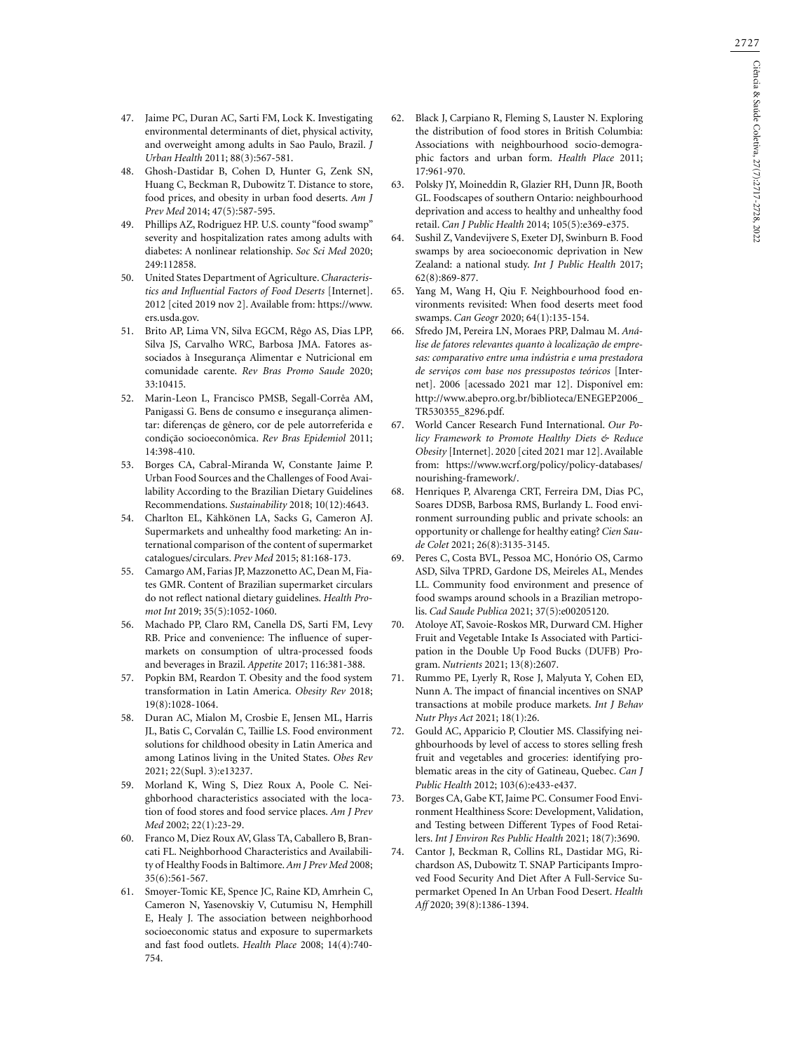47. Jaime PC, Duran AC, Sarti FM, Lock K. Investigating environmental determinants of diet, physical activity, and overweight among adults in Sao Paulo, Brazil. *J Urban Health* 2011; 88(3):567-581.
48. Ghosh-Dastidar B, Cohen D, Hunter G, Zenk SN, Huang C, Beckman R, Dubowitz T. Distance to store, food prices, and obesity in urban food deserts. *Am J Prev Med* 2014; 47(5):587-595.
49. Phillips AZ, Rodriguez HP. U.S. county "food swamp" severity and hospitalization rates among adults with diabetes: A nonlinear relationship. *Soc Sci Med* 2020; 249:112858.
50. United States Department of Agriculture. *Characteristics and Influential Factors of Food Deserts* [Internet]. 2012 [cited 2019 nov 2]. Available from: https://www.ers.usda.gov.
51. Brito AP, Lima VN, Silva EGCM, Rêgo AS, Dias LPP, Silva JS, Carvalho WRC, Barbosa JMA. Fatores associados à Insegurança Alimentar e Nutricional em comunidade carente. *Rev Bras Promo Saude* 2020; 33:10415.
52. Marin-Leon L, Francisco PMSB, Segall-Corrêa AM, Panigassi G. Bens de consumo e insegurança alimentar: diferenças de gênero, cor de pele autorreferida e condição socioeconômica. *Rev Bras Epidemiol* 2011; 14:398-410.
53. Borges CA, Cabral-Miranda W, Constante Jaime P. Urban Food Sources and the Challenges of Food Availability According to the Brazilian Dietary Guidelines Recommendations. *Sustainability* 2018; 10(12):4643.
54. Charlton EL, Kähkönen LA, Sacks G, Cameron AJ. Supermarkets and unhealthy food marketing: An international comparison of the content of supermarket catalogues/circulars. *Prev Med* 2015; 81:168-173.
55. Camargo AM, Farias JP, Mazzonetto AC, Dean M, Fiates GMR. Content of Brazilian supermarket circulars do not reflect national dietary guidelines. *Health Promot Int* 2019; 35(5):1052-1060.
56. Machado PP, Claro RM, Canella DS, Sarti FM, Levy RB. Price and convenience: The influence of supermarkets on consumption of ultra-processed foods and beverages in Brazil. *Appetite* 2017; 116:381-388.
57. Popkin BM, Reardon T. Obesity and the food system transformation in Latin America. *Obesity Rev* 2018; 19(8):1028-1064.
58. Duran AC, Mialon M, Crosbie E, Jensen ML, Harris JL, Batis C, Corvalán C, Taillie LS. Food environment solutions for childhood obesity in Latin America and among Latinos living in the United States. *Obes Rev* 2021; 22(Supl. 3):e13237.
59. Morland K, Wing S, Diez Roux A, Poole C. Neighborhood characteristics associated with the location of food stores and food service places. *Am J Prev Med* 2002; 22(1):23-29.
60. Franco M, Diez Roux AV, Glass TA, Caballero B, Brancati FL. Neighborhood Characteristics and Availability of Healthy Foods in Baltimore. *Am J Prev Med* 2008; 35(6):561-567.
61. Smoyer-Tomic KE, Spence JC, Raine KD, Amrhein C, Cameron N, Yasenovskiy V, Cutumisu N, Hemphill E, Healy J. The association between neighborhood socioeconomic status and exposure to supermarkets and fast food outlets. *Health Place* 2008; 14(4):740-754.
62. Black J, Carpiano R, Fleming S, Lauster N. Exploring the distribution of food stores in British Columbia: Associations with neighbourhood socio-demographic factors and urban form. *Health Place* 2011; 17:961-970.
63. Polsky JY, Moineddin R, Glazier RH, Dunn JR, Booth GL. Foodscapes of southern Ontario: neighbourhood deprivation and access to healthy and unhealthy food retail. *Can J Public Health* 2014; 105(5):e369-e375.
64. Sushil Z, Vandevijvere S, Exeter DJ, Swinburn B. Food swamps by area socioeconomic deprivation in New Zealand: a national study. *Int J Public Health* 2017; 62(8):869-877.
65. Yang M, Wang H, Qiu F. Neighbourhood food environments revisited: When food deserts meet food swamps. *Can Geogr* 2020; 64(1):135-154.
66. Sfredo JM, Pereira LN, Moraes PRP, Dalmau M. *Análise de fatores relevantes quanto à localização de empresas: comparativo entre uma indústria e uma prestadora de serviços com base nos pressupostos teóricos* [Internet]. 2006 [acessado 2021 mar 12]. Disponível em: http://www.abepro.org.br/biblioteca/ENEGEP2006_TR530355_8296.pdf.
67. World Cancer Research Fund International. *Our Policy Framework to Promote Healthy Diets & Reduce Obesity* [Internet]. 2020 [cited 2021 mar 12]. Available from: https://www.wcrf.org/policy/policy-databases/nourishing-framework/.
68. Henriques P, Alvarenga CRT, Ferreira DM, Dias PC, Soares DDSB, Barbosa RMS, Burlandy L. Food environment surrounding public and private schools: an opportunity or challenge for healthy eating? *Cien Saude Colet* 2021; 26(8):3135-3145.
69. Peres C, Costa BVL, Pessoa MC, Honório OS, Carmo ASD, Silva TPRD, Gardone DS, Meireles AL, Mendes LL. Community food environment and presence of food swamps around schools in a Brazilian metropolis. *Cad Saude Publica* 2021; 37(5):e00205120.
70. Atoloye AT, Savoie-Roskos MR, Durward CM. Higher Fruit and Vegetable Intake Is Associated with Participation in the Double Up Food Bucks (DUFB) Program. *Nutrients* 2021; 13(8):2607.
71. Rummo PE, Lyerly R, Rose J, Malyuta Y, Cohen ED, Nunn A. The impact of financial incentives on SNAP transactions at mobile produce markets. *Int J Behav Nutr Phys Act* 2021; 18(1):26.
72. Gould AC, Apparicio P, Cloutier MS. Classifying neighbourhoods by level of access to stores selling fresh fruit and vegetables and groceries: identifying problematic areas in the city of Gatineau, Quebec. *Can J Public Health* 2012; 103(6):e433-e437.
73. Borges CA, Gabe KT, Jaime PC. Consumer Food Environment Healthiness Score: Development, Validation, and Testing between Different Types of Food Retailers. *Int J Environ Res Public Health* 2021; 18(7):3690.
74. Cantor J, Beckman R, Collins RL, Dastidar MG, Richardson AS, Dubowitz T. SNAP Participants Improved Food Security And Diet After A Full-Service Supermarket Opened In An Urban Food Desert. *Health Aff* 2020; 39(8):1386-1394.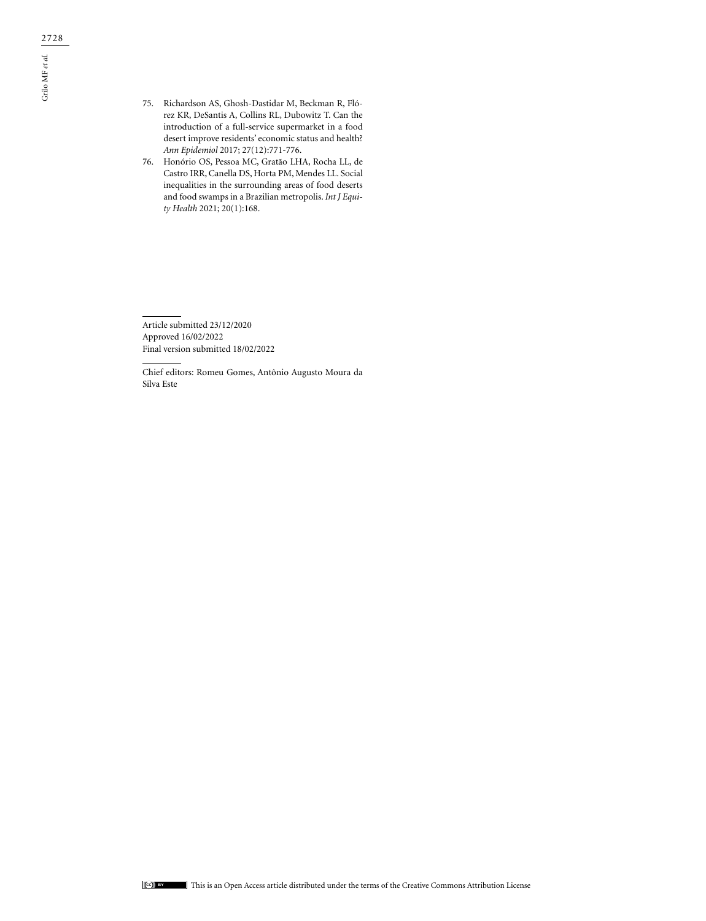75. Richardson AS, Ghosh-Dastidar M, Beckman R, Flórez KR, DeSantis A, Collins RL, Dubowitz T. Can the introduction of a full-service supermarket in a food desert improve residents' economic status and health? *Ann Epidemiol* 2017; 27(12):771-776.
76. Honório OS, Pessoa MC, Gratão LHA, Rocha LL, de Castro IRR, Canella DS, Horta PM, Mendes LL. Social inequalities in the surrounding areas of food deserts and food swamps in a Brazilian metropolis. *Int J Equity Health* 2021; 20(1):168.

Article submitted 23/12/2020
Approved 16/02/2022
Final version submitted 18/02/2022

Chief editors: Romeu Gomes, Antônio Augusto Moura da Silva Este

This is an Open Access article distributed under the terms of the Creative Commons Attribution License